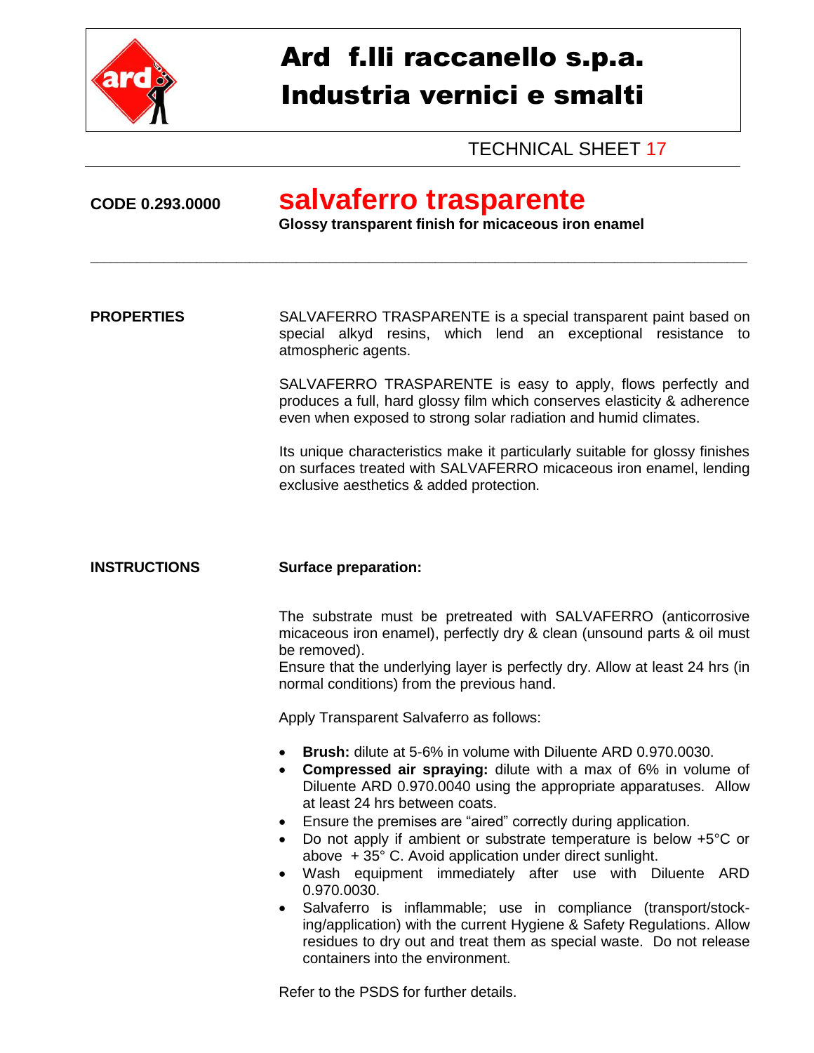# Ard f.lli raccanello s.p.a.
# Industria vernici e smalti

TECHNICAL SHEET 17

**CODE 0.293.0000**

## salvaferro trasparente

**Glossy transparent finish for micaceous iron enamel**

---

**PROPERTIES**

SALVAFERRO TRASPARENTE is a special transparent paint based on special alkyd resins, which lend an exceptional resistance to atmospheric agents.

SALVAFERRO TRASPARENTE is easy to apply, flows perfectly and produces a full, hard glossy film which conserves elasticity & adherence even when exposed to strong solar radiation and humid climates.

Its unique characteristics make it particularly suitable for glossy finishes on surfaces treated with SALVAFERRO micaceous iron enamel, lending exclusive aesthetics & added protection.

**INSTRUCTIONS**

**Surface preparation:**

The substrate must be pretreated with SALVAFERRO (anticorrosive micaceous iron enamel), perfectly dry & clean (unsound parts & oil must be removed).
Ensure that the underlying layer is perfectly dry. Allow at least 24 hrs (in normal conditions) from the previous hand.

Apply Transparent Salvaferro as follows:

- **Brush:** dilute at 5-6% in volume with Diluente ARD 0.970.0030.
- **Compressed air spraying:** dilute with a max of 6% in volume of Diluente ARD 0.970.0040 using the appropriate apparatuses. Allow at least 24 hrs between coats.
- Ensure the premises are "aired" correctly during application.
- Do not apply if ambient or substrate temperature is below +5°C or above + 35° C. Avoid application under direct sunlight.
- Wash equipment immediately after use with Diluente ARD 0.970.0030.
- Salvaferro is inflammable; use in compliance (transport/stock-ing/application) with the current Hygiene & Safety Regulations. Allow residues to dry out and treat them as special waste. Do not release containers into the environment.

Refer to the PSDS for further details.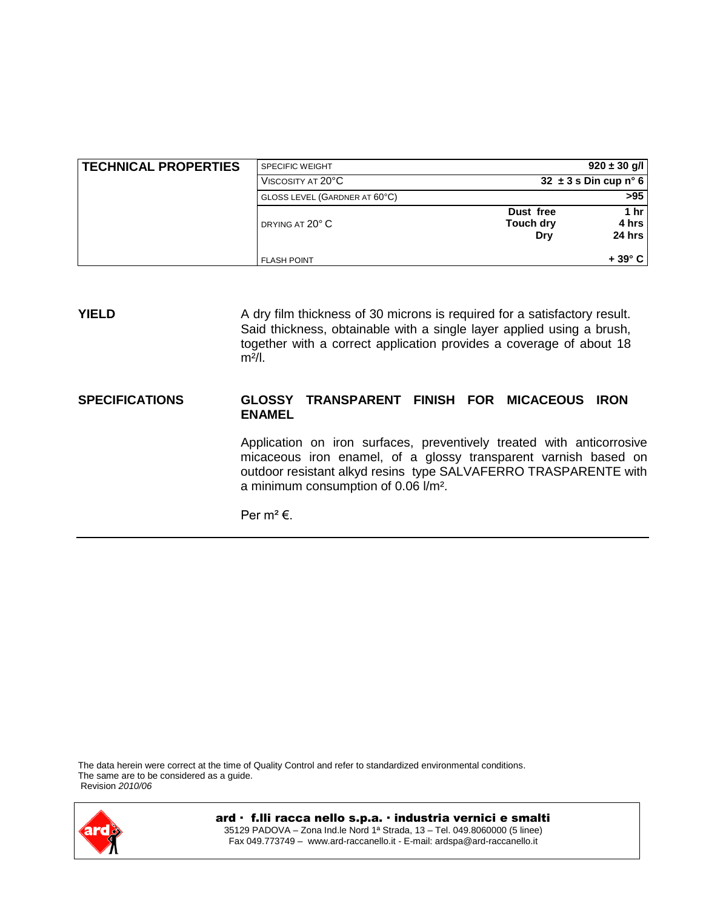| TECHNICAL PROPERTIES | | | |
|---|---|---|---|
| | SPECIFIC WEIGHT | | **920 ± 30 g/l** |
| | VISCOSITY AT 20°C | | **32 ± 3 s Din cup n° 6** |
| | GLOSS LEVEL (GARDNER AT 60°C) | | **>95** |
| | DRYING AT 20° C | **Dust free**<br>**Touch dry**<br>**Dry** | **1 hr**<br>**4 hrs**<br>**24 hrs** |
| | FLASH POINT | | **+ 39° C** |

**YIELD**

A dry film thickness of 30 microns is required for a satisfactory result. Said thickness, obtainable with a single layer applied using a brush, together with a correct application provides a coverage of about 18 m²/l.

**SPECIFICATIONS**

**GLOSSY TRANSPARENT FINISH FOR MICACEOUS IRON ENAMEL**

Application on iron surfaces, preventively treated with anticorrosive micaceous iron enamel, of a glossy transparent varnish based on outdoor resistant alkyd resins type SALVAFERRO TRASPARENTE with a minimum consumption of 0.06 l/m².

Per m² €.

The data herein were correct at the time of Quality Control and refer to standardized environmental conditions.
The same are to be considered as a guide.
Revision *2010/06*

**ard · f.lli racca nello s.p.a. · industria vernici e smalti**
35129 PADOVA – Zona Ind.le Nord 1ª Strada, 13 – Tel. 049.8060000 (5 linee)
Fax 049.773749 – www.ard-raccanello.it - E-mail: ardspa@ard-raccanello.it